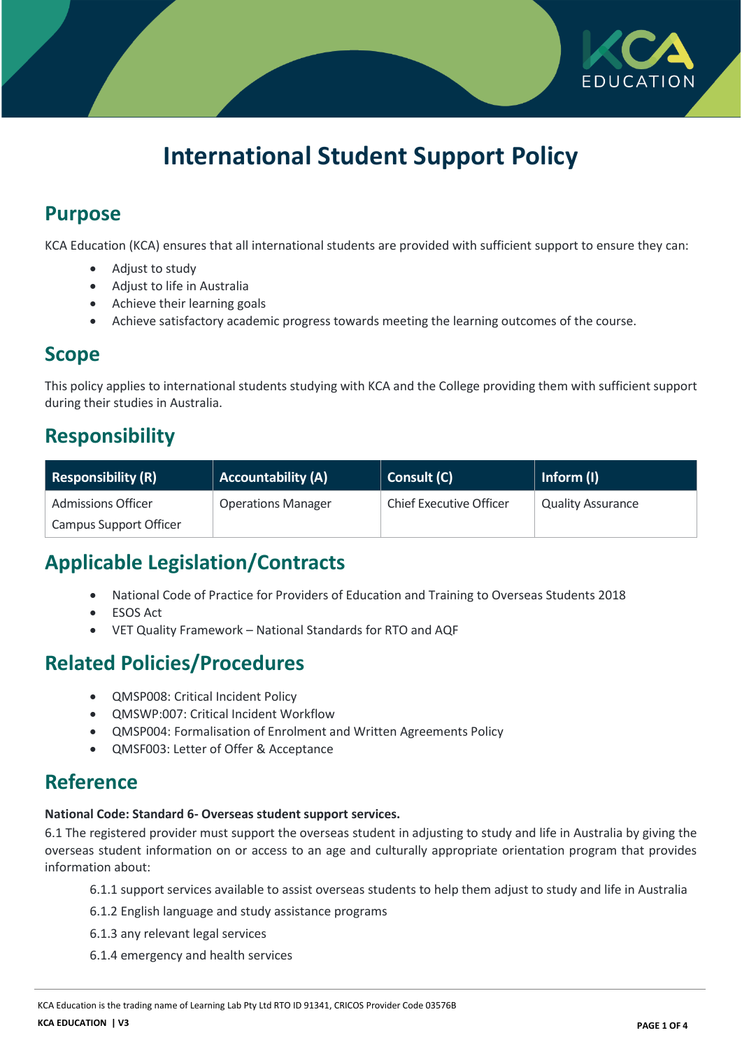# International Student Support Policy

## Purpose

KCA Education (KCA) ensures that all international students are provided with sufficient support to ensure they can:

- Adjust to study
- Adjust to life in Australia
- Achieve their learning goals
- Achieve satisfactory academic progress towards meeting the learning outcomes of the course.

## Scope

This policy applies to international students studying with KCA and the College providing them with sufficient support during their studies in Australia.

## Responsibility

| Responsibility (R) | Accountability (A) | Consult (C) | Inform (I) |
|---|---|---|---|
| Admissions Officer<br>Campus Support Officer | Operations Manager | Chief Executive Officer | Quality Assurance |

## Applicable Legislation/Contracts

- National Code of Practice for Providers of Education and Training to Overseas Students 2018
- ESOS Act
- VET Quality Framework – National Standards for RTO and AQF

## Related Policies/Procedures

- QMSP008: Critical Incident Policy
- QMSWP:007: Critical Incident Workflow
- QMSP004: Formalisation of Enrolment and Written Agreements Policy
- QMSF003: Letter of Offer & Acceptance

## Reference

**National Code: Standard 6- Overseas student support services.**

6.1 The registered provider must support the overseas student in adjusting to study and life in Australia by giving the overseas student information on or access to an age and culturally appropriate orientation program that provides information about:

6.1.1 support services available to assist overseas students to help them adjust to study and life in Australia

6.1.2 English language and study assistance programs

6.1.3 any relevant legal services

6.1.4 emergency and health services

KCA Education is the trading name of Learning Lab Pty Ltd RTO ID 91341, CRICOS Provider Code 03576B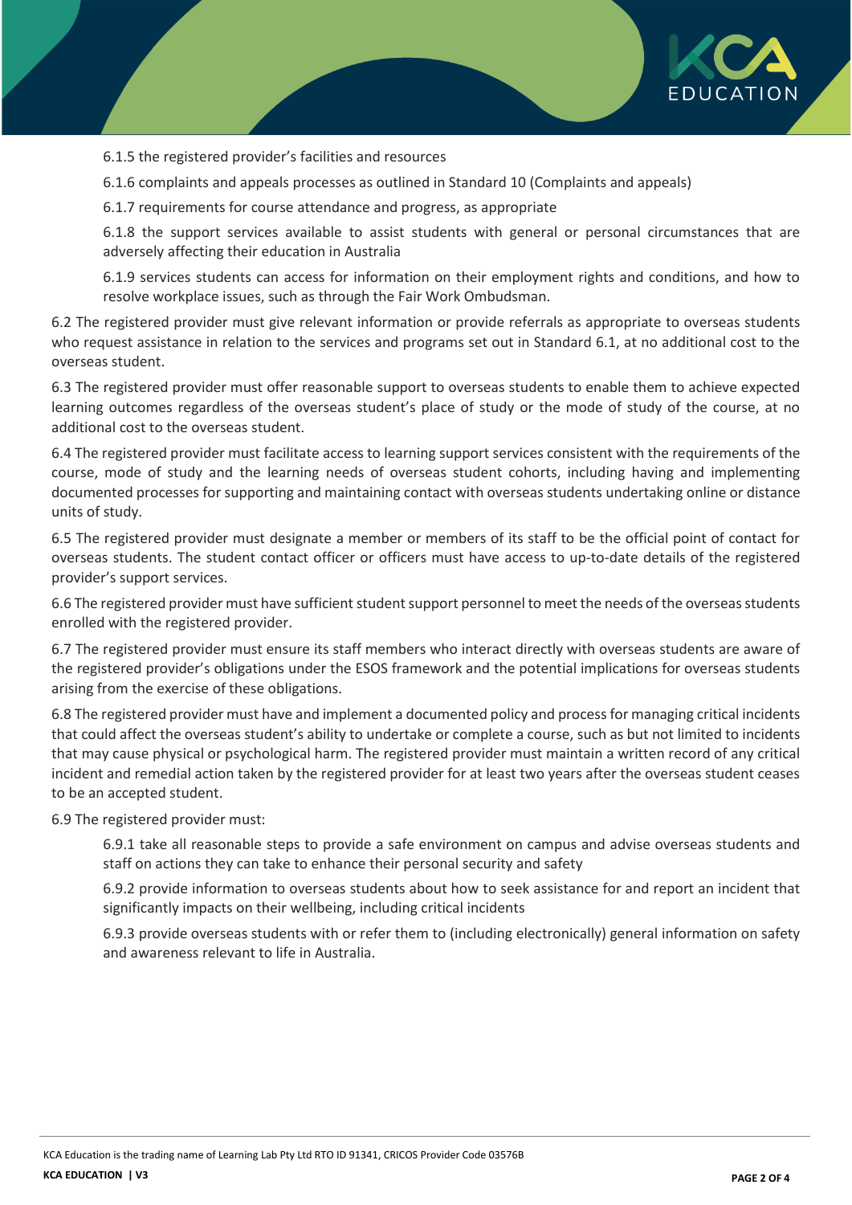6.1.5 the registered provider's facilities and resources

6.1.6 complaints and appeals processes as outlined in Standard 10 (Complaints and appeals)

6.1.7 requirements for course attendance and progress, as appropriate

6.1.8 the support services available to assist students with general or personal circumstances that are adversely affecting their education in Australia

6.1.9 services students can access for information on their employment rights and conditions, and how to resolve workplace issues, such as through the Fair Work Ombudsman.

6.2 The registered provider must give relevant information or provide referrals as appropriate to overseas students who request assistance in relation to the services and programs set out in Standard 6.1, at no additional cost to the overseas student.

6.3 The registered provider must offer reasonable support to overseas students to enable them to achieve expected learning outcomes regardless of the overseas student's place of study or the mode of study of the course, at no additional cost to the overseas student.

6.4 The registered provider must facilitate access to learning support services consistent with the requirements of the course, mode of study and the learning needs of overseas student cohorts, including having and implementing documented processes for supporting and maintaining contact with overseas students undertaking online or distance units of study.

6.5 The registered provider must designate a member or members of its staff to be the official point of contact for overseas students. The student contact officer or officers must have access to up-to-date details of the registered provider's support services.

6.6 The registered provider must have sufficient student support personnel to meet the needs of the overseas students enrolled with the registered provider.

6.7 The registered provider must ensure its staff members who interact directly with overseas students are aware of the registered provider's obligations under the ESOS framework and the potential implications for overseas students arising from the exercise of these obligations.

6.8 The registered provider must have and implement a documented policy and process for managing critical incidents that could affect the overseas student's ability to undertake or complete a course, such as but not limited to incidents that may cause physical or psychological harm. The registered provider must maintain a written record of any critical incident and remedial action taken by the registered provider for at least two years after the overseas student ceases to be an accepted student.

6.9 The registered provider must:

6.9.1 take all reasonable steps to provide a safe environment on campus and advise overseas students and staff on actions they can take to enhance their personal security and safety

6.9.2 provide information to overseas students about how to seek assistance for and report an incident that significantly impacts on their wellbeing, including critical incidents

6.9.3 provide overseas students with or refer them to (including electronically) general information on safety and awareness relevant to life in Australia.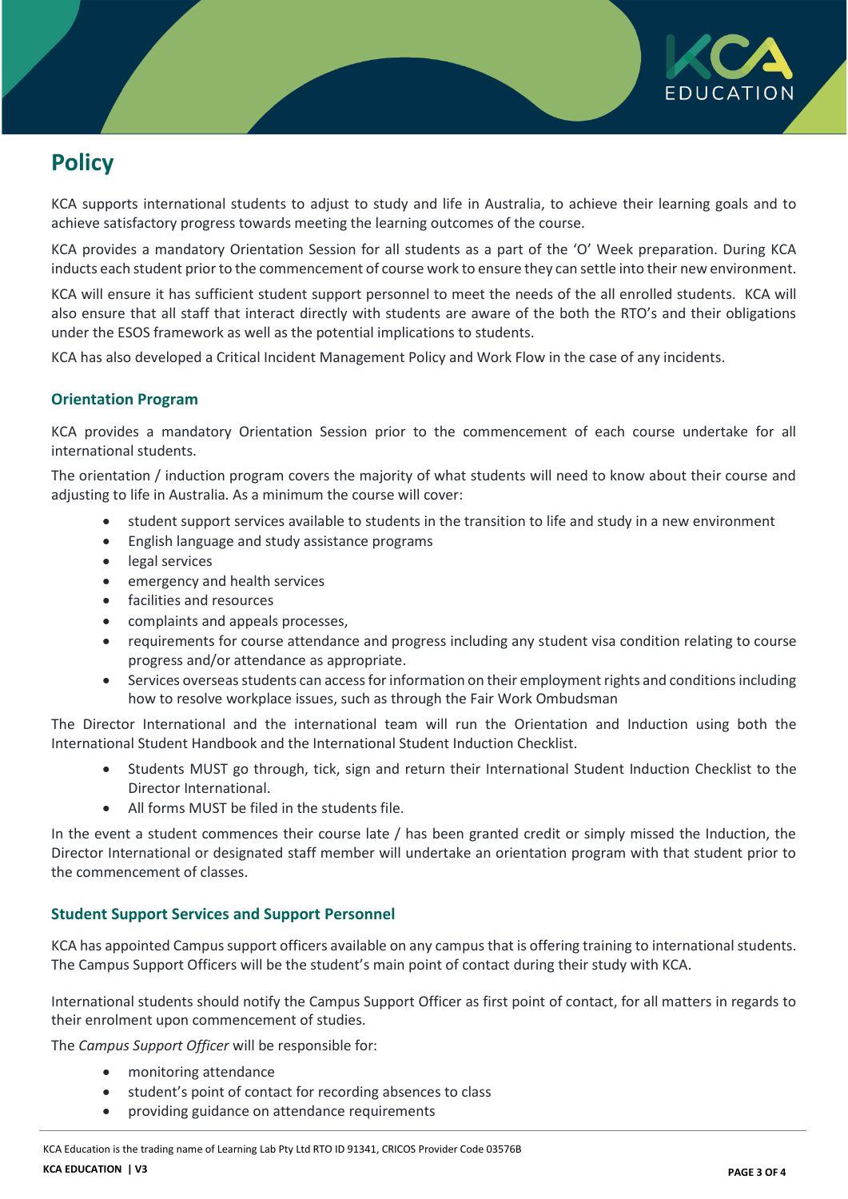# Policy

KCA supports international students to adjust to study and life in Australia, to achieve their learning goals and to achieve satisfactory progress towards meeting the learning outcomes of the course.

KCA provides a mandatory Orientation Session for all students as a part of the 'O' Week preparation. During KCA inducts each student prior to the commencement of course work to ensure they can settle into their new environment.

KCA will ensure it has sufficient student support personnel to meet the needs of the all enrolled students. KCA will also ensure that all staff that interact directly with students are aware of the both the RTO's and their obligations under the ESOS framework as well as the potential implications to students.

KCA has also developed a Critical Incident Management Policy and Work Flow in the case of any incidents.

## Orientation Program

KCA provides a mandatory Orientation Session prior to the commencement of each course undertake for all international students.

The orientation / induction program covers the majority of what students will need to know about their course and adjusting to life in Australia. As a minimum the course will cover:

- student support services available to students in the transition to life and study in a new environment
- English language and study assistance programs
- legal services
- emergency and health services
- facilities and resources
- complaints and appeals processes,
- requirements for course attendance and progress including any student visa condition relating to course progress and/or attendance as appropriate.
- Services overseas students can access for information on their employment rights and conditions including how to resolve workplace issues, such as through the Fair Work Ombudsman

The Director International and the international team will run the Orientation and Induction using both the International Student Handbook and the International Student Induction Checklist.

- Students MUST go through, tick, sign and return their International Student Induction Checklist to the Director International.
- All forms MUST be filed in the students file.

In the event a student commences their course late / has been granted credit or simply missed the Induction, the Director International or designated staff member will undertake an orientation program with that student prior to the commencement of classes.

## Student Support Services and Support Personnel

KCA has appointed Campus support officers available on any campus that is offering training to international students. The Campus Support Officers will be the student's main point of contact during their study with KCA.

International students should notify the Campus Support Officer as first point of contact, for all matters in regards to their enrolment upon commencement of studies.

The *Campus Support Officer* will be responsible for:

- monitoring attendance
- student's point of contact for recording absences to class
- providing guidance on attendance requirements

KCA Education is the trading name of Learning Lab Pty Ltd RTO ID 91341, CRICOS Provider Code 03576B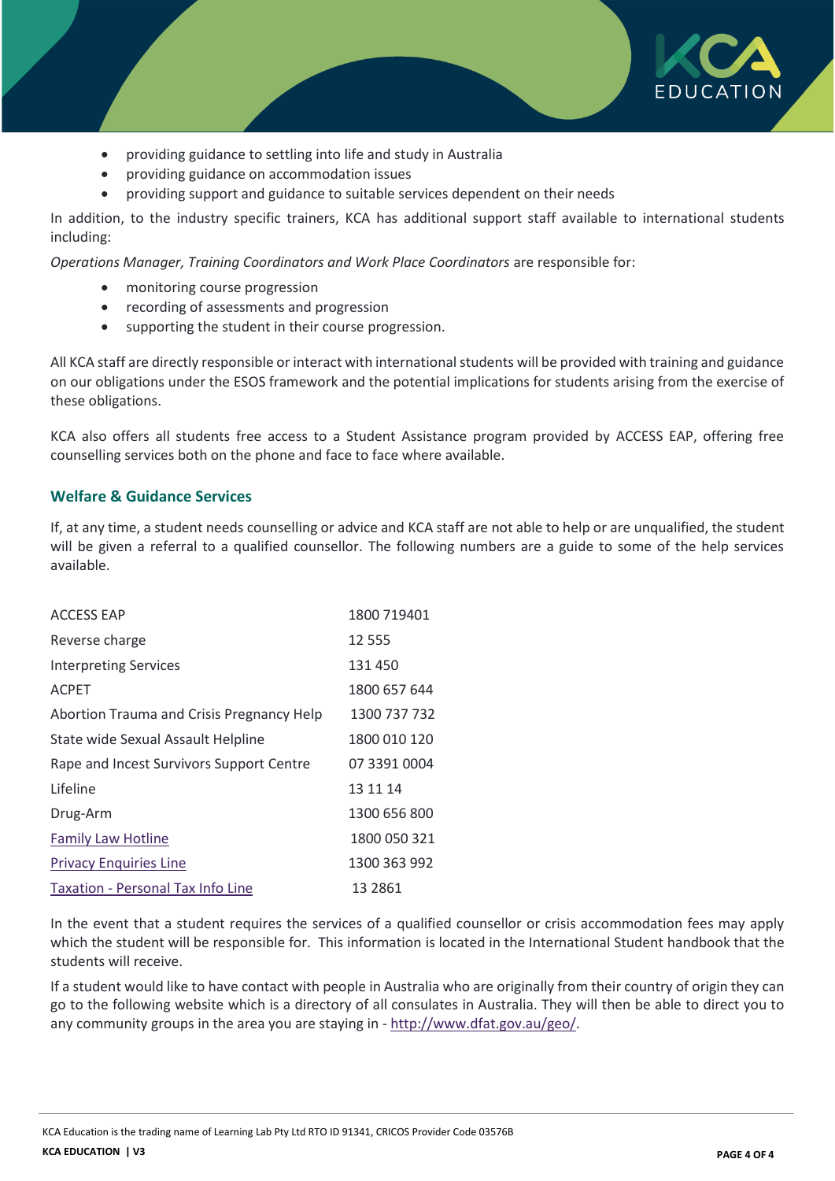- providing guidance to settling into life and study in Australia
- providing guidance on accommodation issues
- providing support and guidance to suitable services dependent on their needs

In addition, to the industry specific trainers, KCA has additional support staff available to international students including:

*Operations Manager, Training Coordinators and Work Place Coordinators* are responsible for:

- monitoring course progression
- recording of assessments and progression
- supporting the student in their course progression.

All KCA staff are directly responsible or interact with international students will be provided with training and guidance on our obligations under the ESOS framework and the potential implications for students arising from the exercise of these obligations.

KCA also offers all students free access to a Student Assistance program provided by ACCESS EAP, offering free counselling services both on the phone and face to face where available.

## Welfare & Guidance Services

If, at any time, a student needs counselling or advice and KCA staff are not able to help or are unqualified, the student will be given a referral to a qualified counsellor. The following numbers are a guide to some of the help services available.

| | |
|---|---|
| ACCESS EAP | 1800 719401 |
| Reverse charge | 12 555 |
| Interpreting Services | 131 450 |
| ACPET | 1800 657 644 |
| Abortion Trauma and Crisis Pregnancy Help | 1300 737 732 |
| State wide Sexual Assault Helpline | 1800 010 120 |
| Rape and Incest Survivors Support Centre | 07 3391 0004 |
| Lifeline | 13 11 14 |
| Drug-Arm | 1300 656 800 |
| Family Law Hotline | 1800 050 321 |
| Privacy Enquiries Line | 1300 363 992 |
| Taxation - Personal Tax Info Line | 13 2861 |

In the event that a student requires the services of a qualified counsellor or crisis accommodation fees may apply which the student will be responsible for. This information is located in the International Student handbook that the students will receive.

If a student would like to have contact with people in Australia who are originally from their country of origin they can go to the following website which is a directory of all consulates in Australia. They will then be able to direct you to any community groups in the area you are staying in - http://www.dfat.gov.au/geo/.

KCA Education is the trading name of Learning Lab Pty Ltd RTO ID 91341, CRICOS Provider Code 03576B